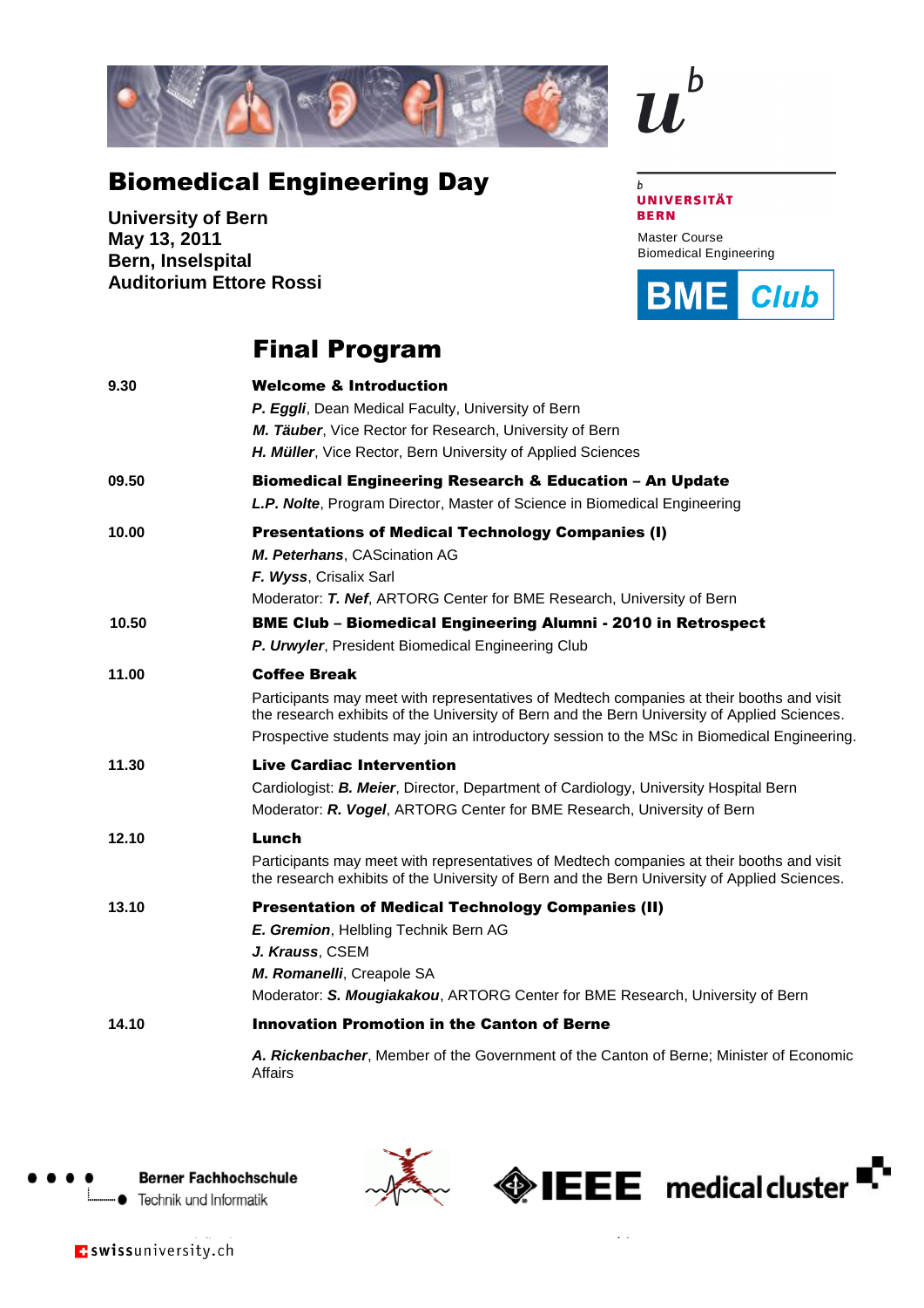# Biomedical Engineering Day

**University of Bern**
**May 13, 2011**
**Bern, Inselspital**
**Auditorium Ettore Rossi**

b
**UNIVERSITÄT BERN**

Master Course
Biomedical Engineering

**BME Club**

## Final Program

| | |
|---|---|
| **9.30** | **Welcome & Introduction**<br>***P. Eggli***, Dean Medical Faculty, University of Bern<br>***M. Täuber***, Vice Rector for Research, University of Bern<br>***H. Müller***, Vice Rector, Bern University of Applied Sciences |
| **09.50** | **Biomedical Engineering Research & Education – An Update**<br>***L.P. Nolte***, Program Director, Master of Science in Biomedical Engineering |
| **10.00** | **Presentations of Medical Technology Companies (I)**<br>***M. Peterhans***, CAScination AG<br>***F. Wyss***, Crisalix Sarl<br>Moderator: ***T. Nef***, ARTORG Center for BME Research, University of Bern |
| **10.50** | **BME Club – Biomedical Engineering Alumni - 2010 in Retrospect**<br>***P. Urwyler***, President Biomedical Engineering Club |
| **11.00** | **Coffee Break**<br>Participants may meet with representatives of Medtech companies at their booths and visit the research exhibits of the University of Bern and the Bern University of Applied Sciences.<br>Prospective students may join an introductory session to the MSc in Biomedical Engineering. |
| **11.30** | **Live Cardiac Intervention**<br>Cardiologist: ***B. Meier***, Director, Department of Cardiology, University Hospital Bern<br>Moderator: ***R. Vogel***, ARTORG Center for BME Research, University of Bern |
| **12.10** | **Lunch**<br>Participants may meet with representatives of Medtech companies at their booths and visit the research exhibits of the University of Bern and the Bern University of Applied Sciences. |
| **13.10** | **Presentation of Medical Technology Companies (II)**<br>***E. Gremion***, Helbling Technik Bern AG<br>***J. Krauss***, CSEM<br>***M. Romanelli***, Creapole SA<br>Moderator: ***S. Mougiakakou***, ARTORG Center for BME Research, University of Bern |
| **14.10** | **Innovation Promotion in the Canton of Berne**<br>***A. Rickenbacher***, Member of the Government of the Canton of Berne; Minister of Economic Affairs |

**Berner Fachhochschule**
Technik und Informatik

IEEE

medical cluster

swissuniversity.ch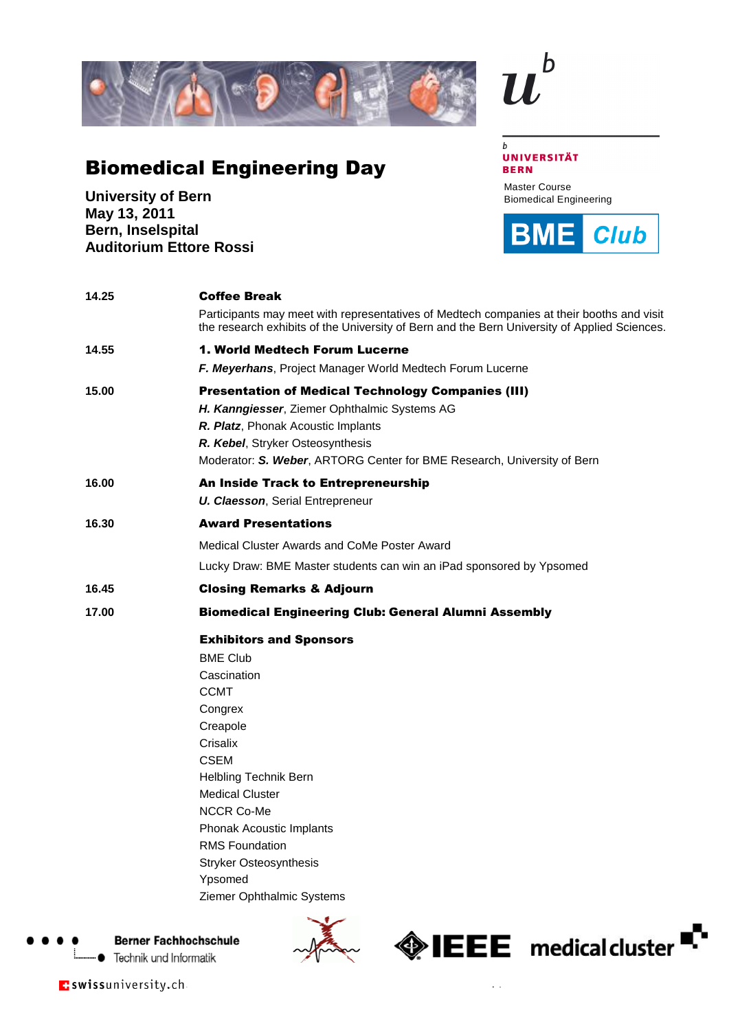# Biomedical Engineering Day

**University of Bern**
**May 13, 2011**
**Bern, Inselspital**
**Auditorium Ettore Rossi**

UNIVERSITÄT BERN

Master Course
Biomedical Engineering

BME Club

| | |
|---|---|
| **14.25** | **Coffee Break**<br>Participants may meet with representatives of Medtech companies at their booths and visit the research exhibits of the University of Bern and the Bern University of Applied Sciences. |
| **14.55** | **1. World Medtech Forum Lucerne**<br>***F. Meyerhans***, Project Manager World Medtech Forum Lucerne |
| **15.00** | **Presentation of Medical Technology Companies (III)**<br>***H. Kanngiesser***, Ziemer Ophthalmic Systems AG<br>***R. Platz***, Phonak Acoustic Implants<br>***R. Kebel***, Stryker Osteosynthesis<br>Moderator: ***S. Weber***, ARTORG Center for BME Research, University of Bern |
| **16.00** | **An Inside Track to Entrepreneurship**<br>***U. Claesson***, Serial Entrepreneur |
| **16.30** | **Award Presentations**<br>Medical Cluster Awards and CoMe Poster Award<br>Lucky Draw: BME Master students can win an iPad sponsored by Ypsomed |
| **16.45** | **Closing Remarks & Adjourn** |
| **17.00** | **Biomedical Engineering Club: General Alumni Assembly** |

**Exhibitors and Sponsors**

BME Club
Cascination
CCMT
Congrex
Creapole
Crisalix
CSEM
Helbling Technik Bern
Medical Cluster
NCCR Co-Me
Phonak Acoustic Implants
RMS Foundation
Stryker Osteosynthesis
Ypsomed
Ziemer Ophthalmic Systems

Berner Fachhochschule
Technik und Informatik

IEEE

medical cluster

swissuniversity.ch